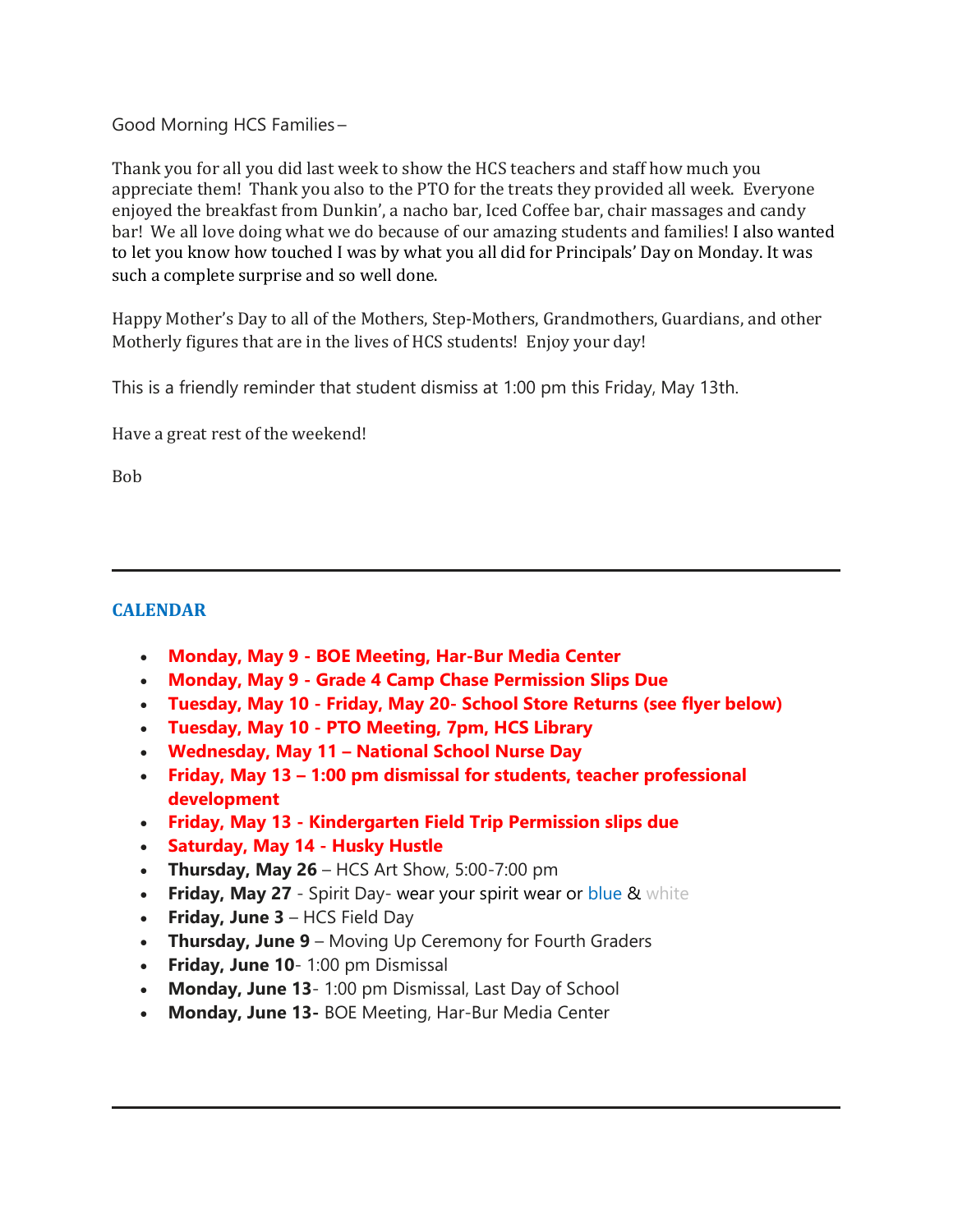Good Morning HCS Families –

Thank you for all you did last week to show the HCS teachers and staff how much you appreciate them! Thank you also to the PTO for the treats they provided all week. Everyone enjoyed the breakfast from Dunkin', a nacho bar, Iced Coffee bar, chair massages and candy bar! We all love doing what we do because of our amazing students and families! I also wanted to let you know how touched I was by what you all did for Principals' Day on Monday. It was such a complete surprise and so well done.

Happy Mother's Day to all of the Mothers, Step-Mothers, Grandmothers, Guardians, and other Motherly figures that are in the lives of HCS students! Enjoy your day!

This is a friendly reminder that student dismiss at 1:00 pm this Friday, May 13th.

Have a great rest of the weekend!

Bob

---

## CALENDAR

- **Monday, May 9 - BOE Meeting, Har-Bur Media Center**
- **Monday, May 9 - Grade 4 Camp Chase Permission Slips Due**
- **Tuesday, May 10 - Friday, May 20- School Store Returns (see flyer below)**
- **Tuesday, May 10 - PTO Meeting, 7pm, HCS Library**
- **Wednesday, May 11 – National School Nurse Day**
- **Friday, May 13 – 1:00 pm dismissal for students, teacher professional development**
- **Friday, May 13 - Kindergarten Field Trip Permission slips due**
- **Saturday, May 14 - Husky Hustle**
- **Thursday, May 26** – HCS Art Show, 5:00-7:00 pm
- **Friday, May 27** - Spirit Day- wear your spirit wear or blue & white
- **Friday, June 3** – HCS Field Day
- **Thursday, June 9** – Moving Up Ceremony for Fourth Graders
- **Friday, June 10**- 1:00 pm Dismissal
- **Monday, June 13**- 1:00 pm Dismissal, Last Day of School
- **Monday, June 13-** BOE Meeting, Har-Bur Media Center

---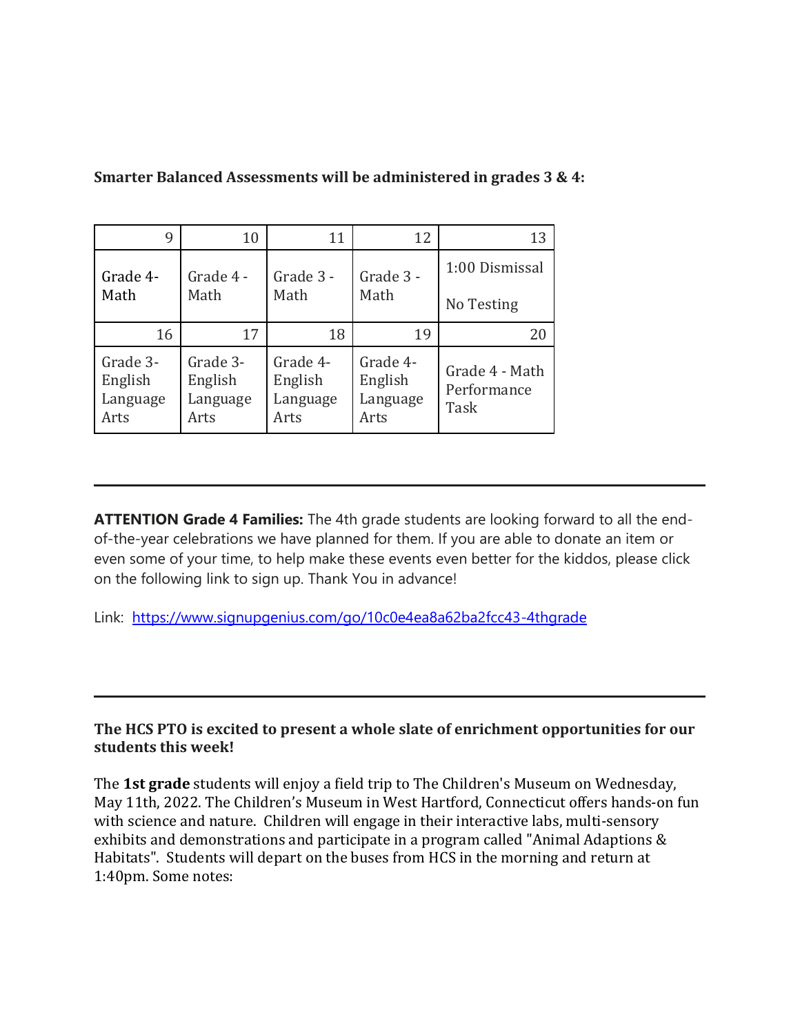**Smarter Balanced Assessments will be administered in grades 3 & 4:**

| 9 | 10 | 11 | 12 | 13 |
|---|---|---|---|---|
| Grade 4- Math | Grade 4 - Math | Grade 3 - Math | Grade 3 - Math | 1:00 Dismissal<br><br>No Testing |
| 16 | 17 | 18 | 19 | 20 |
| Grade 3- English Language Arts | Grade 3- English Language Arts | Grade 4- English Language Arts | Grade 4- English Language Arts | Grade 4 - Math Performance Task |

---

**ATTENTION Grade 4 Families:** The 4th grade students are looking forward to all the end-of-the-year celebrations we have planned for them. If you are able to donate an item or even some of your time, to help make these events even better for the kiddos, please click on the following link to sign up. Thank You in advance!

Link: https://www.signupgenius.com/go/10c0e4ea8a62ba2fcc43-4thgrade

---

**The HCS PTO is excited to present a whole slate of enrichment opportunities for our students this week!**

The **1st grade** students will enjoy a field trip to The Children's Museum on Wednesday, May 11th, 2022. The Children's Museum in West Hartford, Connecticut offers hands-on fun with science and nature. Children will engage in their interactive labs, multi-sensory exhibits and demonstrations and participate in a program called "Animal Adaptions & Habitats". Students will depart on the buses from HCS in the morning and return at 1:40pm. Some notes: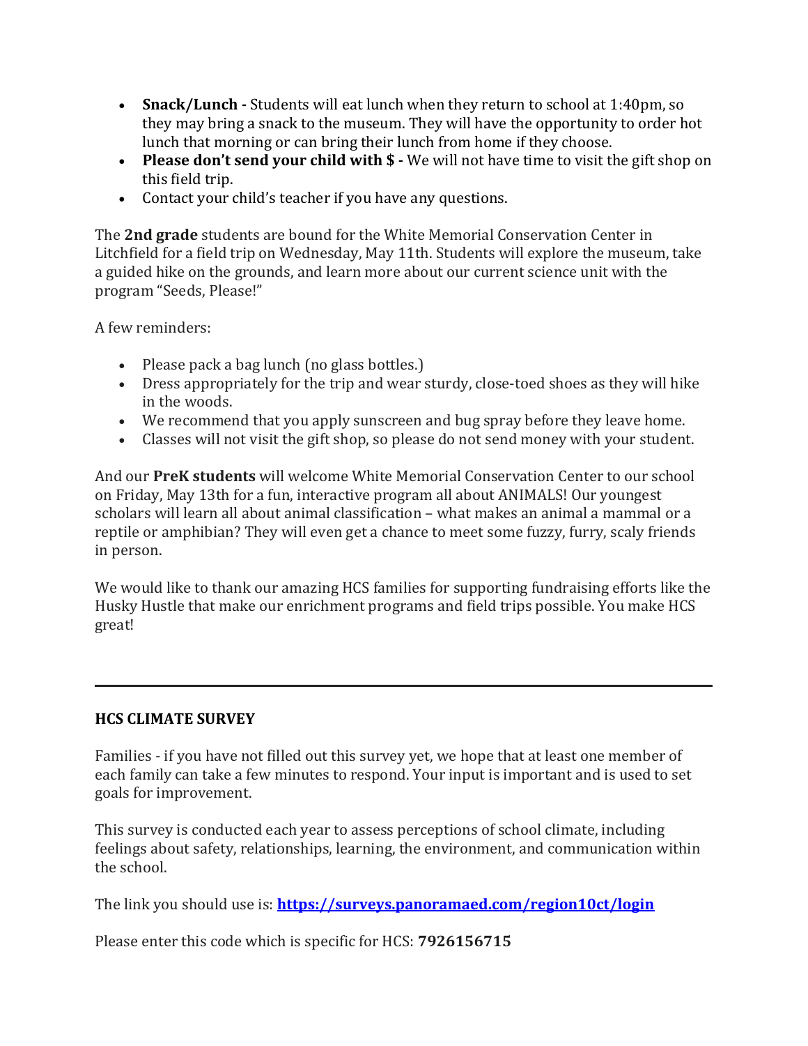- **Snack/Lunch -** Students will eat lunch when they return to school at 1:40pm, so they may bring a snack to the museum. They will have the opportunity to order hot lunch that morning or can bring their lunch from home if they choose.
- **Please don't send your child with $ -** We will not have time to visit the gift shop on this field trip.
- Contact your child's teacher if you have any questions.

The **2nd grade** students are bound for the White Memorial Conservation Center in Litchfield for a field trip on Wednesday, May 11th. Students will explore the museum, take a guided hike on the grounds, and learn more about our current science unit with the program "Seeds, Please!"

A few reminders:

- Please pack a bag lunch (no glass bottles.)
- Dress appropriately for the trip and wear sturdy, close-toed shoes as they will hike in the woods.
- We recommend that you apply sunscreen and bug spray before they leave home.
- Classes will not visit the gift shop, so please do not send money with your student.

And our **PreK students** will welcome White Memorial Conservation Center to our school on Friday, May 13th for a fun, interactive program all about ANIMALS! Our youngest scholars will learn all about animal classification – what makes an animal a mammal or a reptile or amphibian? They will even get a chance to meet some fuzzy, furry, scaly friends in person.

We would like to thank our amazing HCS families for supporting fundraising efforts like the Husky Hustle that make our enrichment programs and field trips possible. You make HCS great!

---

**HCS CLIMATE SURVEY**

Families - if you have not filled out this survey yet, we hope that at least one member of each family can take a few minutes to respond. Your input is important and is used to set goals for improvement.

This survey is conducted each year to assess perceptions of school climate, including feelings about safety, relationships, learning, the environment, and communication within the school.

The link you should use is: **https://surveys.panoramaed.com/region10ct/login**

Please enter this code which is specific for HCS: **7926156715**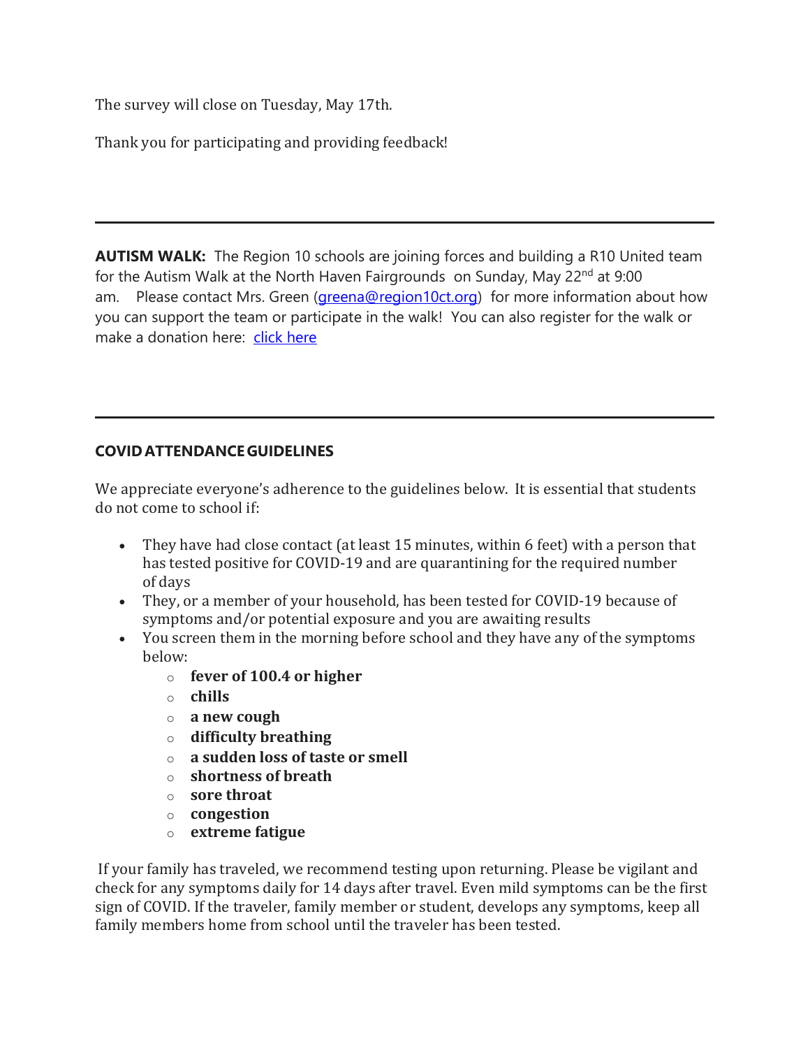The survey will close on Tuesday, May 17th.

Thank you for participating and providing feedback!

---

**AUTISM WALK:** The Region 10 schools are joining forces and building a R10 United team for the Autism Walk at the North Haven Fairgrounds on Sunday, May 22nd at 9:00 am. Please contact Mrs. Green (greena@region10ct.org) for more information about how you can support the team or participate in the walk! You can also register for the walk or make a donation here: click here

---

**COVID ATTENDANCE GUIDELINES**

We appreciate everyone's adherence to the guidelines below. It is essential that students do not come to school if:

- They have had close contact (at least 15 minutes, within 6 feet) with a person that has tested positive for COVID-19 and are quarantining for the required number of days
- They, or a member of your household, has been tested for COVID-19 because of symptoms and/or potential exposure and you are awaiting results
- You screen them in the morning before school and they have any of the symptoms below:
  - **fever of 100.4 or higher**
  - **chills**
  - **a new cough**
  - **difficulty breathing**
  - **a sudden loss of taste or smell**
  - **shortness of breath**
  - **sore throat**
  - **congestion**
  - **extreme fatigue**

If your family has traveled, we recommend testing upon returning. Please be vigilant and check for any symptoms daily for 14 days after travel. Even mild symptoms can be the first sign of COVID. If the traveler, family member or student, develops any symptoms, keep all family members home from school until the traveler has been tested.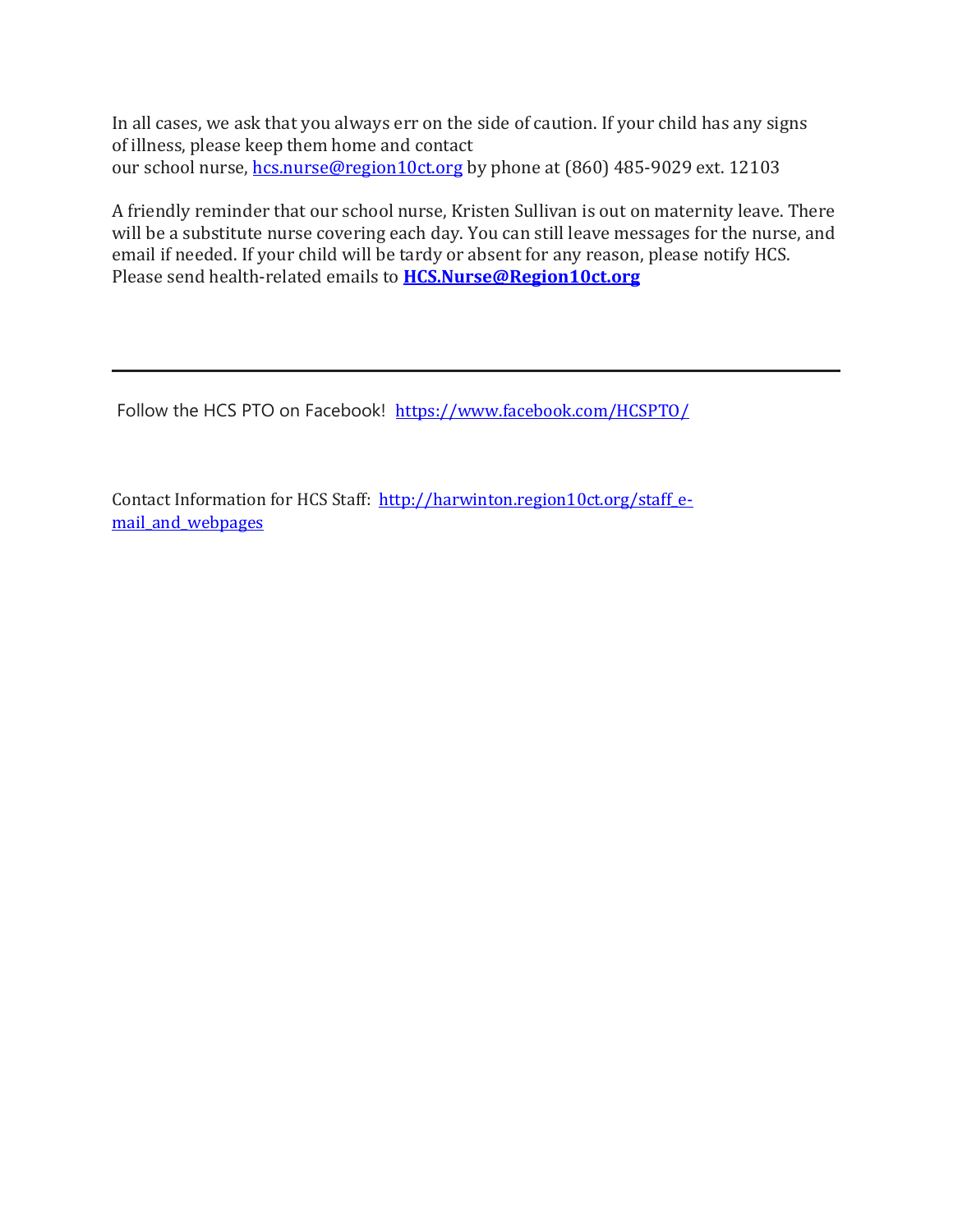In all cases, we ask that you always err on the side of caution. If your child has any signs of illness, please keep them home and contact our school nurse, [hcs.nurse@region10ct.org](mailto:hcs.nurse@region10ct.org) by phone at (860) 485-9029 ext. 12103

A friendly reminder that our school nurse, Kristen Sullivan is out on maternity leave. There will be a substitute nurse covering each day. You can still leave messages for the nurse, and email if needed. If your child will be tardy or absent for any reason, please notify HCS. Please send health-related emails to **[HCS.Nurse@Region10ct.org](mailto:HCS.Nurse@Region10ct.org)**

---

Follow the HCS PTO on Facebook! [https://www.facebook.com/HCSPTO/](https://www.facebook.com/HCSPTO/)

Contact Information for HCS Staff: [http://harwinton.region10ct.org/staff_e-mail_and_webpages](http://harwinton.region10ct.org/staff_e-mail_and_webpages)